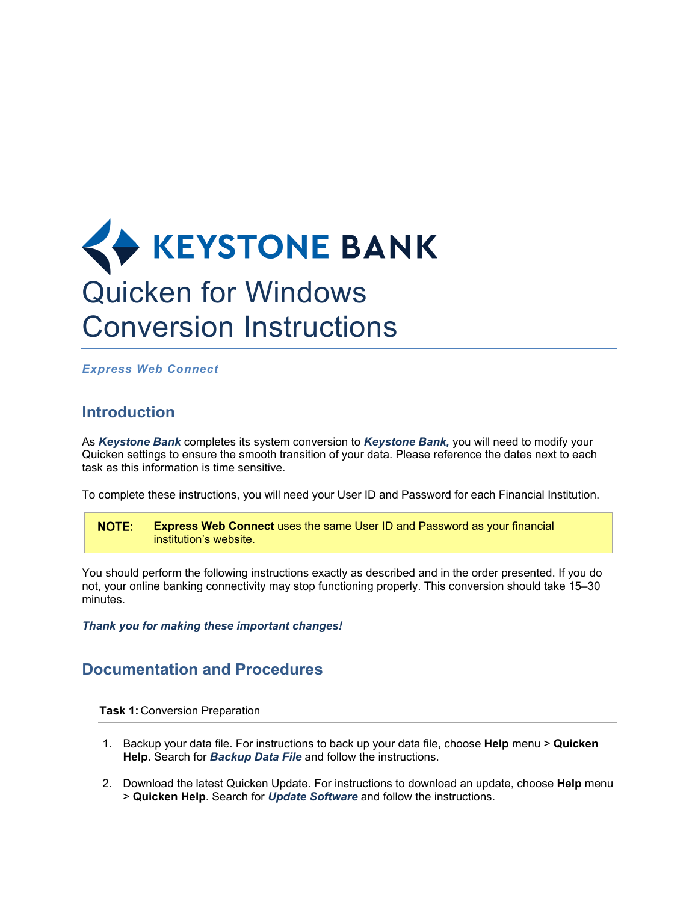# KEYSTONE BANK

# Quicken for Windows Conversion Instructions

***Express Web Connect***

## Introduction

As ***Keystone Bank*** completes its system conversion to ***Keystone Bank,*** you will need to modify your Quicken settings to ensure the smooth transition of your data. Please reference the dates next to each task as this information is time sensitive.

To complete these instructions, you will need your User ID and Password for each Financial Institution.

> **NOTE:** **Express Web Connect** uses the same User ID and Password as your financial institution's website.

You should perform the following instructions exactly as described and in the order presented. If you do not, your online banking connectivity may stop functioning properly. This conversion should take 15–30 minutes.

***Thank you for making these important changes!***

## Documentation and Procedures

**Task 1:** Conversion Preparation

1. Backup your data file. For instructions to back up your data file, choose **Help** menu > **Quicken Help**. Search for ***Backup Data File*** and follow the instructions.
2. Download the latest Quicken Update. For instructions to download an update, choose **Help** menu > **Quicken Help**. Search for ***Update Software*** and follow the instructions.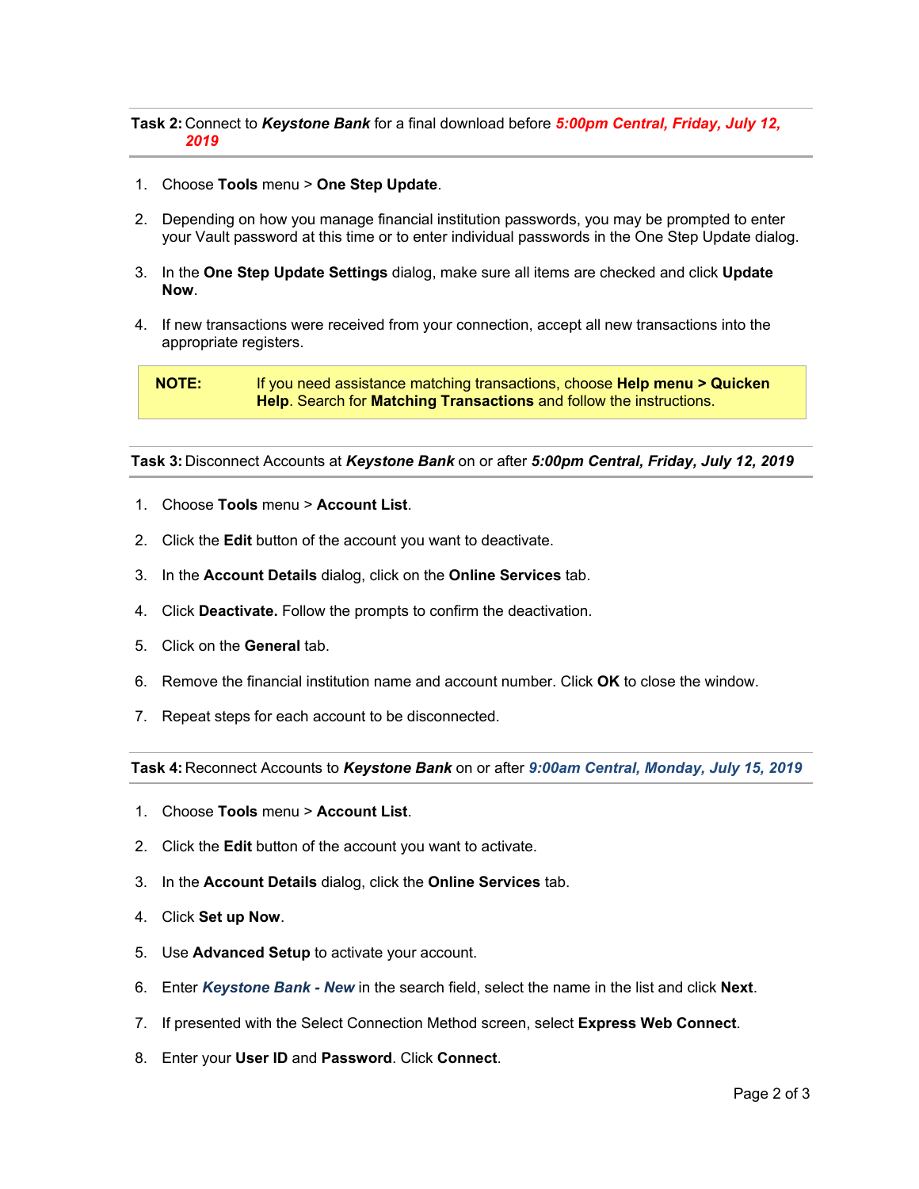**Task 2:** Connect to ***Keystone Bank*** for a final download before ***5:00pm Central, Friday, July 12, 2019***

1. Choose **Tools** menu > **One Step Update**.

2. Depending on how you manage financial institution passwords, you may be prompted to enter your Vault password at this time or to enter individual passwords in the One Step Update dialog.

3. In the **One Step Update Settings** dialog, make sure all items are checked and click **Update Now**.

4. If new transactions were received from your connection, accept all new transactions into the appropriate registers.

> **NOTE:** If you need assistance matching transactions, choose **Help menu > Quicken Help**. Search for **Matching Transactions** and follow the instructions.

**Task 3:** Disconnect Accounts at ***Keystone Bank*** on or after ***5:00pm Central, Friday, July 12, 2019***

1. Choose **Tools** menu > **Account List**.

2. Click the **Edit** button of the account you want to deactivate.

3. In the **Account Details** dialog, click on the **Online Services** tab.

4. Click **Deactivate.** Follow the prompts to confirm the deactivation.

5. Click on the **General** tab.

6. Remove the financial institution name and account number. Click **OK** to close the window.

7. Repeat steps for each account to be disconnected.

**Task 4:** Reconnect Accounts to ***Keystone Bank*** on or after ***9:00am Central, Monday, July 15, 2019***

1. Choose **Tools** menu > **Account List**.

2. Click the **Edit** button of the account you want to activate.

3. In the **Account Details** dialog, click the **Online Services** tab.

4. Click **Set up Now**.

5. Use **Advanced Setup** to activate your account.

6. Enter ***Keystone Bank - New*** in the search field, select the name in the list and click **Next**.

7. If presented with the Select Connection Method screen, select **Express Web Connect**.

8. Enter your **User ID** and **Password**. Click **Connect**.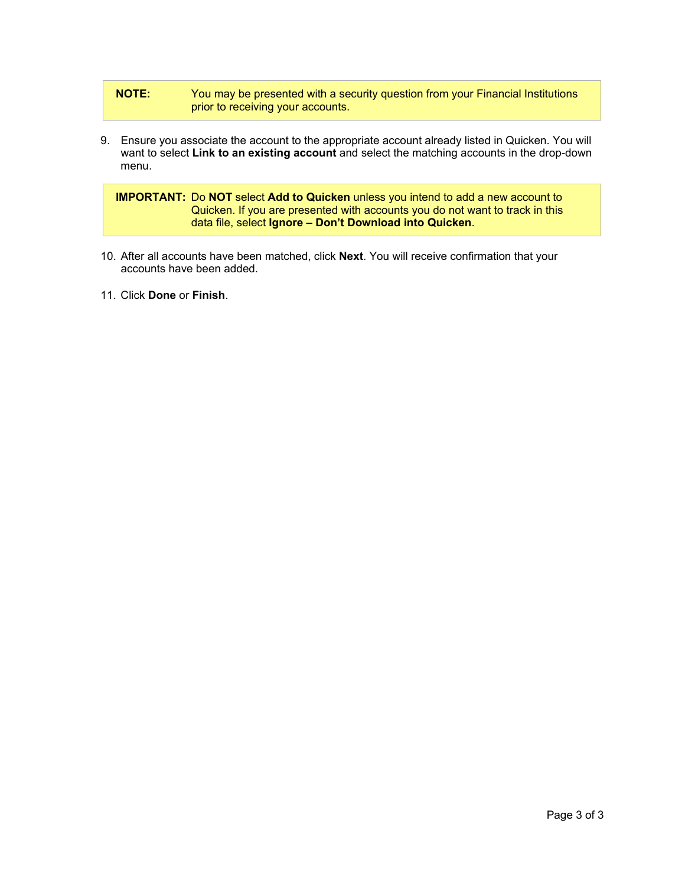> **NOTE:** You may be presented with a security question from your Financial Institutions prior to receiving your accounts.

9. Ensure you associate the account to the appropriate account already listed in Quicken. You will want to select **Link to an existing account** and select the matching accounts in the drop-down menu.

> **IMPORTANT:** Do **NOT** select **Add to Quicken** unless you intend to add a new account to Quicken. If you are presented with accounts you do not want to track in this data file, select **Ignore – Don't Download into Quicken**.

10. After all accounts have been matched, click **Next**. You will receive confirmation that your accounts have been added.

11. Click **Done** or **Finish**.